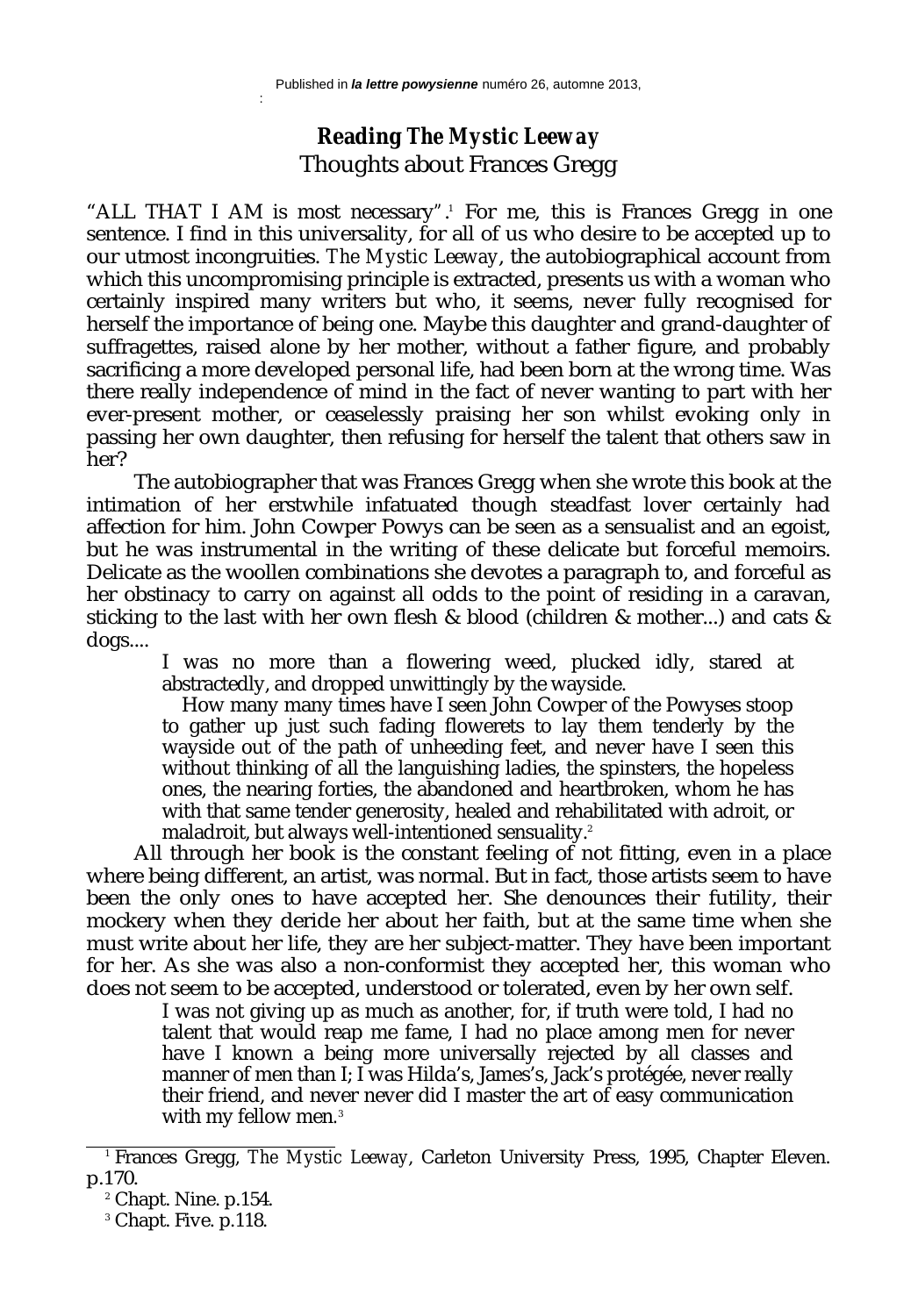Published in ***la lettre powysienne*** numéro 26, automne 2013,

# Reading *The Mystic Leeway*

## Thoughts about Frances Gregg

"ALL THAT I AM is most necessary".[1] For me, this is Frances Gregg in one sentence. I find in this universality, for all of us who desire to be accepted up to our utmost incongruities. *The Mystic Leeway*, the autobiographical account from which this uncompromising principle is extracted, presents us with a woman who certainly inspired many writers but who, it seems, never fully recognised for herself the importance of being one. Maybe this daughter and grand-daughter of suffragettes, raised alone by her mother, without a father figure, and probably sacrificing a more developed personal life, had been born at the wrong time. Was there really independence of mind in the fact of never wanting to part with her ever-present mother, or ceaselessly praising her son whilst evoking only in passing her own daughter, then refusing for herself the talent that others saw in her?

The autobiographer that was Frances Gregg when she wrote this book at the intimation of her erstwhile infatuated though steadfast lover certainly had affection for him. John Cowper Powys can be seen as a sensualist and an egoist, but he was instrumental in the writing of these delicate but forceful memoirs. Delicate as the woollen combinations she devotes a paragraph to, and forceful as her obstinacy to carry on against all odds to the point of residing in a caravan, sticking to the last with her own flesh & blood (children & mother...) and cats & dogs....

> I was no more than a flowering weed, plucked idly, stared at abstractedly, and dropped unwittingly by the wayside.
>
> How many many times have I seen John Cowper of the Powyses stoop to gather up just such fading flowerets to lay them tenderly by the wayside out of the path of unheeding feet, and never have I seen this without thinking of all the languishing ladies, the spinsters, the hopeless ones, the nearing forties, the abandoned and heartbroken, whom he has with that same tender generosity, healed and rehabilitated with adroit, or maladroit, but always well-intentioned sensuality.[2]

All through her book is the constant feeling of not fitting, even in a place where being different, an artist, was normal. But in fact, those artists seem to have been the only ones to have accepted her. She denounces their futility, their mockery when they deride her about her faith, but at the same time when she must write about her life, they are her subject-matter. They have been important for her. As she was also a non-conformist they accepted her, this woman who does not seem to be accepted, understood or tolerated, even by her own self.

> I was not giving up as much as another, for, if truth were told, I had no talent that would reap me fame, I had no place among men for never have I known a being more universally rejected by all classes and manner of men than I; I was Hilda's, James's, Jack's protégée, never really their friend, and never never did I master the art of easy communication with my fellow men.[3]

---

[1] Frances Gregg, *The Mystic Leeway*, Carleton University Press, 1995, Chapter Eleven. p.170.

[2] Chapt. Nine. p.154.

[3] Chapt. Five. p.118.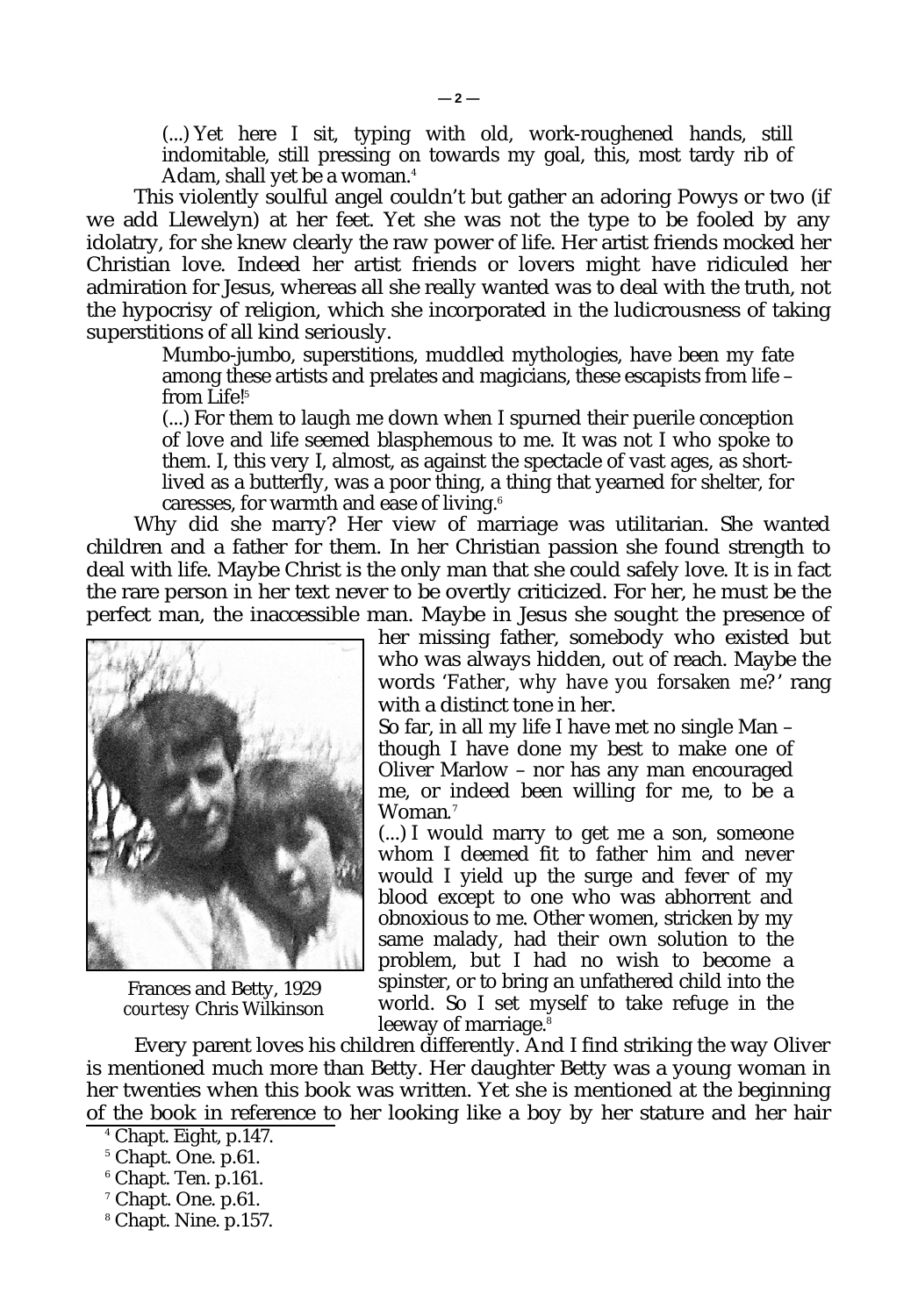> (...) Yet here I sit, typing with old, work-roughened hands, still indomitable, still pressing on towards my goal, this, most tardy rib of Adam, shall yet be a woman.[4]

This violently soulful angel couldn't but gather an adoring Powys or two (if we add Llewelyn) at her feet. Yet she was not the type to be fooled by any idolatry, for she knew clearly the raw power of life. Her artist friends mocked her Christian love. Indeed her artist friends or lovers might have ridiculed her admiration for Jesus, whereas all she really wanted was to deal with the truth, not the hypocrisy of religion, which she incorporated in the ludicrousness of taking superstitions of all kind seriously.

> Mumbo-jumbo, superstitions, muddled mythologies, have been my fate among these artists and prelates and magicians, these escapists from life – from Life![5]
>
> (...) For them to laugh me down when I spurned their puerile conception of love and life seemed blasphemous to me. It was not I who spoke to them. I, this very I, almost, as against the spectacle of vast ages, as short-lived as a butterfly, was a poor thing, a thing that yearned for shelter, for caresses, for warmth and ease of living.[6]

Why did she marry? Her view of marriage was utilitarian. She wanted children and a father for them. In her Christian passion she found strength to deal with life. Maybe Christ is the only man that she could safely love. It is in fact the rare person in her text never to be overtly criticized. For her, he must be the perfect man, the inaccessible man. Maybe in Jesus she sought the presence of her missing father, somebody who existed but who was always hidden, out of reach. Maybe the words '*Father, why have you forsaken me?*' rang with a distinct tone in her.

Frances and Betty, 1929
*courtesy* Chris Wilkinson

> So far, in all my life I have met no single Man – though I have done my best to make one of Oliver Marlow – nor has any man encouraged me, or indeed been willing for me, to be a Woman.[7]
>
> (...) I would marry to get me a son, someone whom I deemed fit to father him and never would I yield up the surge and fever of my blood except to one who was abhorrent and obnoxious to me. Other women, stricken by my same malady, had their own solution to the problem, but I had no wish to become a spinster, or to bring an unfathered child into the world. So I set myself to take refuge in the leeway of marriage.[8]

Every parent loves his children differently. And I find striking the way Oliver is mentioned much more than Betty. Her daughter Betty was a young woman in her twenties when this book was written. Yet she is mentioned at the beginning of the book in reference to her looking like a boy by her stature and her hair

---

[4] Chapt. Eight, p.147.

[5] Chapt. One. p.61.

[6] Chapt. Ten. p.161.

[7] Chapt. One. p.61.

[8] Chapt. Nine. p.157.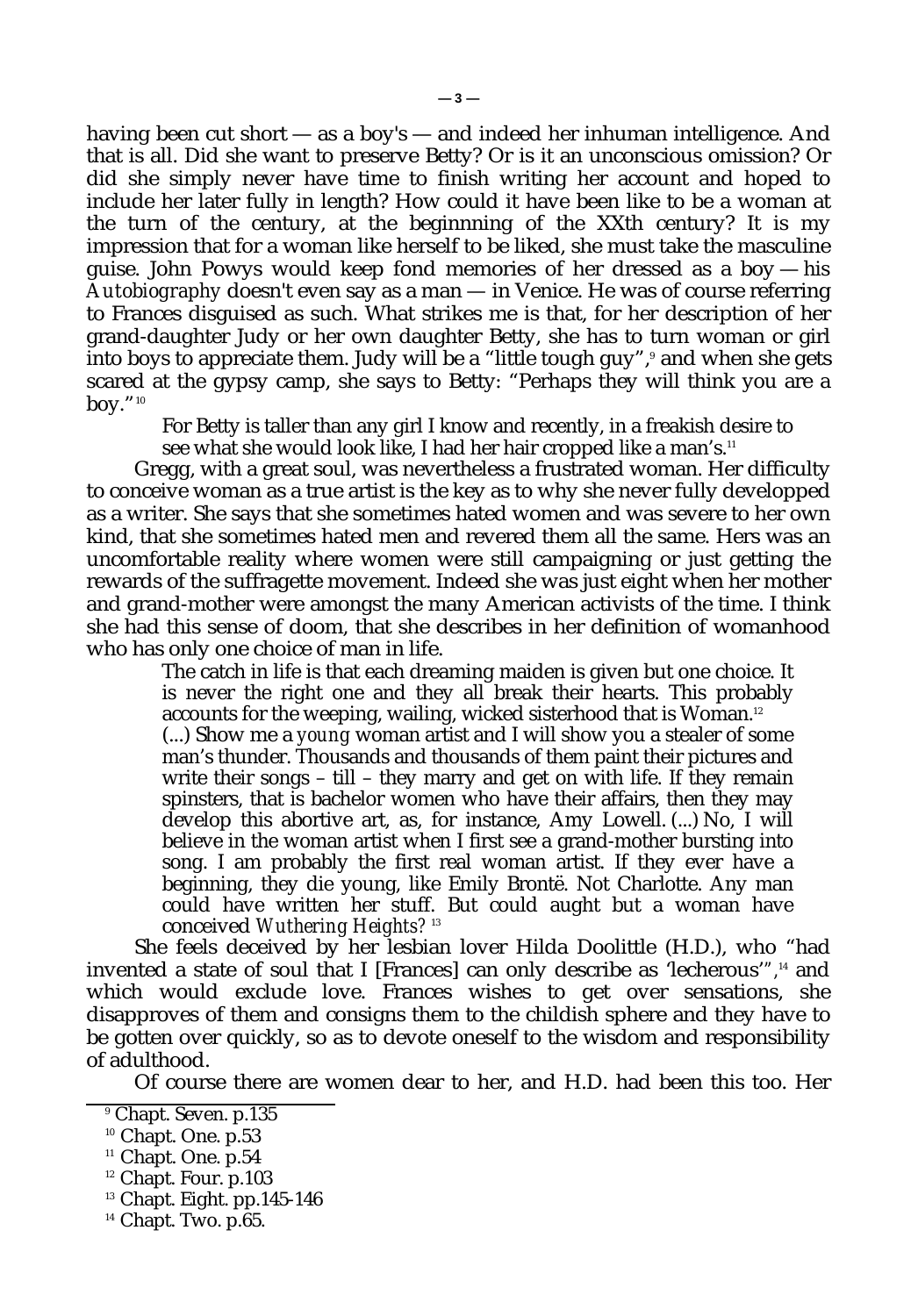having been cut short — as a boy's — and indeed her inhuman intelligence. And that is all. Did she want to preserve Betty? Or is it an unconscious omission? Or did she simply never have time to finish writing her account and hoped to include her later fully in length? How could it have been like to be a woman at the turn of the century, at the beginnning of the XXth century? It is my impression that for a woman like herself to be liked, she must take the masculine guise. John Powys would keep fond memories of her dressed as a boy — his *Autobiography* doesn't even say as a man — in Venice. He was of course referring to Frances disguised as such. What strikes me is that, for her description of her grand-daughter Judy or her own daughter Betty, she has to turn woman or girl into boys to appreciate them. Judy will be a "little tough guy",[9] and when she gets scared at the gypsy camp, she says to Betty: "Perhaps they will think you are a boy."[10]

> For Betty is taller than any girl I know and recently, in a freakish desire to see what she would look like, I had her hair cropped like a man's.[11]

Gregg, with a great soul, was nevertheless a frustrated woman. Her difficulty to conceive woman as a true artist is the key as to why she never fully developped as a writer. She says that she sometimes hated women and was severe to her own kind, that she sometimes hated men and revered them all the same. Hers was an uncomfortable reality where women were still campaigning or just getting the rewards of the suffragette movement. Indeed she was just eight when her mother and grand-mother were amongst the many American activists of the time. I think she had this sense of doom, that she describes in her definition of womanhood who has only one choice of man in life.

> The catch in life is that each dreaming maiden is given but one choice. It is never the right one and they all break their hearts. This probably accounts for the weeping, wailing, wicked sisterhood that is Woman.[12]
> (...) Show me a *young* woman artist and I will show you a stealer of some man's thunder. Thousands and thousands of them paint their pictures and write their songs – till – they marry and get on with life. If they remain spinsters, that is bachelor women who have their affairs, then they may develop this abortive art, as, for instance, Amy Lowell. (...) No, I will believe in the woman artist when I first see a grand-mother bursting into song. I am probably the first real woman artist. If they ever have a beginning, they die young, like Emily Brontë. Not Charlotte. Any man could have written her stuff. But could aught but a woman have conceived *Wuthering Heights?*[13]

She feels deceived by her lesbian lover Hilda Doolittle (H.D.), who "had invented a state of soul that I [Frances] can only describe as 'lecherous'",[14] and which would exclude love. Frances wishes to get over sensations, she disapproves of them and consigns them to the childish sphere and they have to be gotten over quickly, so as to devote oneself to the wisdom and responsibility of adulthood.

Of course there are women dear to her, and H.D. had been this too. Her

---

[9] Chapt. Seven. p.135

[10] Chapt. One. p.53

[11] Chapt. One. p.54

[12] Chapt. Four. p.103

[13] Chapt. Eight. pp.145-146

[14] Chapt. Two. p.65.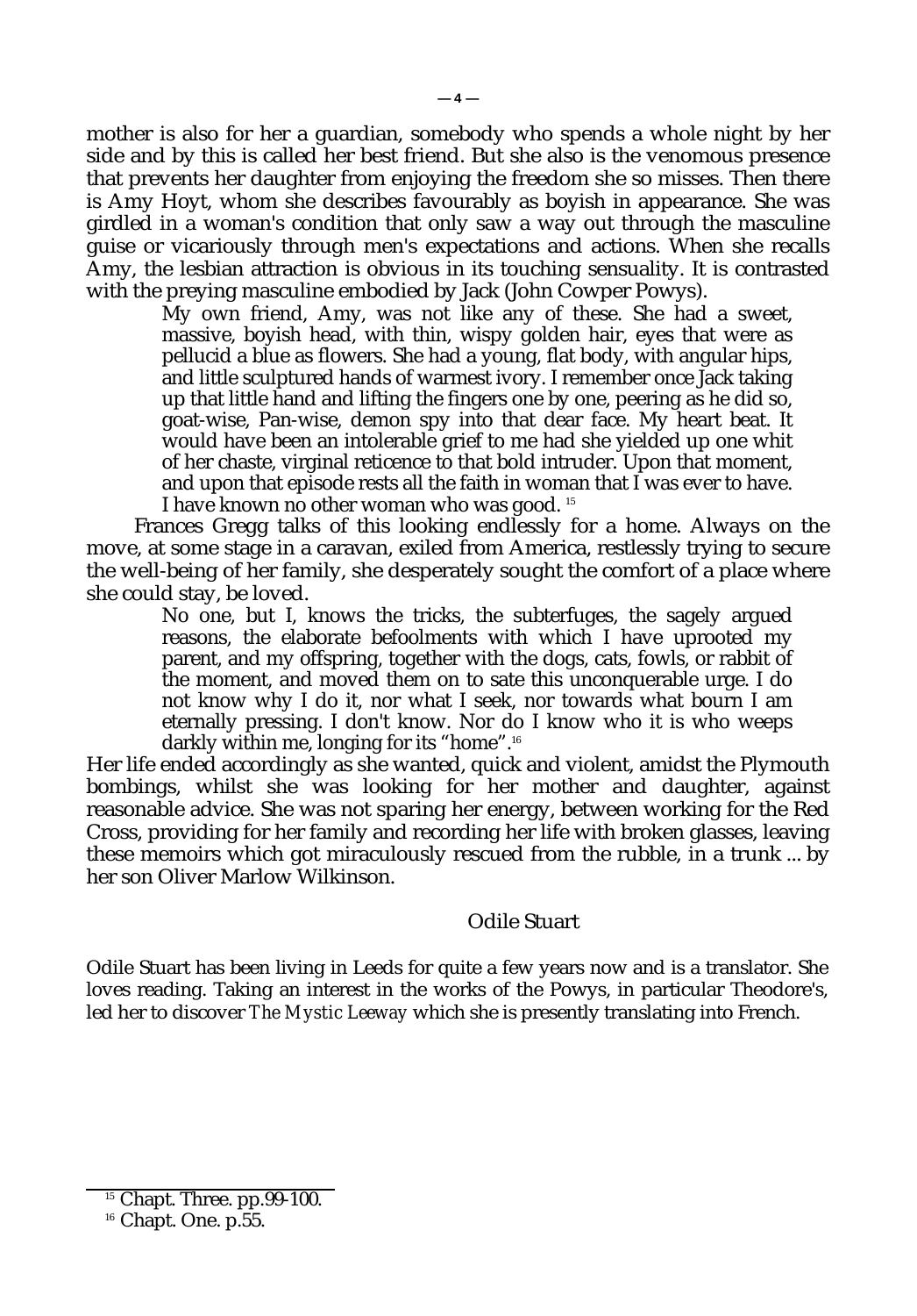mother is also for her a guardian, somebody who spends a whole night by her side and by this is called her best friend. But she also is the venomous presence that prevents her daughter from enjoying the freedom she so misses. Then there is Amy Hoyt, whom she describes favourably as boyish in appearance. She was girdled in a woman's condition that only saw a way out through the masculine guise or vicariously through men's expectations and actions. When she recalls Amy, the lesbian attraction is obvious in its touching sensuality. It is contrasted with the preying masculine embodied by Jack (John Cowper Powys).

> My own friend, Amy, was not like any of these. She had a sweet, massive, boyish head, with thin, wispy golden hair, eyes that were as pellucid a blue as flowers. She had a young, flat body, with angular hips, and little sculptured hands of warmest ivory. I remember once Jack taking up that little hand and lifting the fingers one by one, peering as he did so, goat-wise, Pan-wise, demon spy into that dear face. My heart beat. It would have been an intolerable grief to me had she yielded up one whit of her chaste, virginal reticence to that bold intruder. Upon that moment, and upon that episode rests all the faith in woman that I was ever to have. I have known no other woman who was good. [15]

Frances Gregg talks of this looking endlessly for a home. Always on the move, at some stage in a caravan, exiled from America, restlessly trying to secure the well-being of her family, she desperately sought the comfort of a place where she could stay, be loved.

> No one, but I, knows the tricks, the subterfuges, the sagely argued reasons, the elaborate befoolments with which I have uprooted my parent, and my offspring, together with the dogs, cats, fowls, or rabbit of the moment, and moved them on to sate this unconquerable urge. I do not know why I do it, nor what I seek, nor towards what bourn I am eternally pressing. I don't know. Nor do I know who it is who weeps darkly within me, longing for its "home".[16]

Her life ended accordingly as she wanted, quick and violent, amidst the Plymouth bombings, whilst she was looking for her mother and daughter, against reasonable advice. She was not sparing her energy, between working for the Red Cross, providing for her family and recording her life with broken glasses, leaving these memoirs which got miraculously rescued from the rubble, in a trunk ... by her son Oliver Marlow Wilkinson.

Odile Stuart

Odile Stuart has been living in Leeds for quite a few years now and is a translator. She loves reading. Taking an interest in the works of the Powys, in particular Theodore's, led her to discover *The Mystic Leeway* which she is presently translating into French.

---

[15] Chapt. Three. pp.99-100.

[16] Chapt. One. p.55.